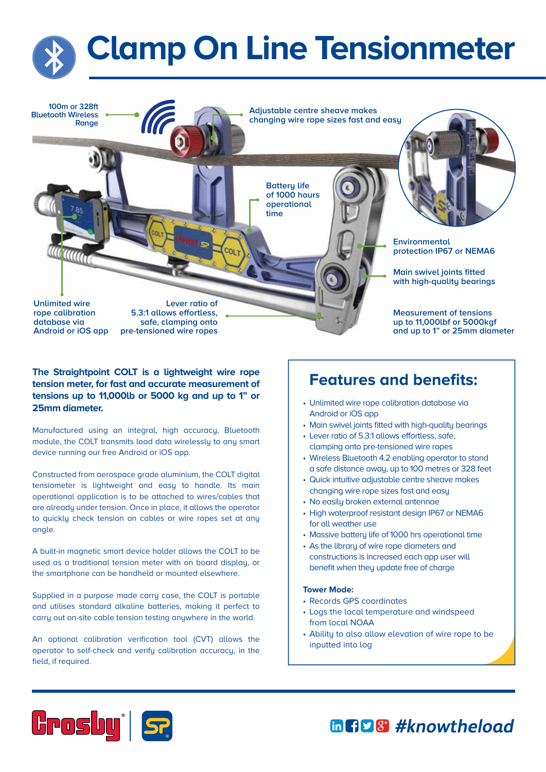# Clamp On Line Tensionmeter

100m or 328ft Bluetooth Wireless Range

Adjustable centre sheave makes changing wire rope sizes fast and easy

Battery life of 1000 hours operational time

Environmental protection IP67 or NEMA6

Main swivel joints fitted with high-quality bearings

Unlimited wire rope calibration database via Android or iOS app

Lever ratio of 5.3:1 allows effortless, safe, clamping onto pre-tensioned wire ropes

Measurement of tensions up to 11,000lbf or 5000kgf and up to 1" or 25mm diameter

**The Straightpoint COLT is a lightweight wire rope tension meter, for fast and accurate measurement of tensions up to 11,000lb or 5000 kg and up to 1" or 25mm diameter.**

Manufactured using an integral, high accuracy, Bluetooth module, the COLT transmits load data wirelessly to any smart device running our free Android or iOS app.

Constructed from aerospace grade aluminium, the COLT digital tensiometer is lightweight and easy to handle. Its main operational application is to be attached to wires/cables that are already under tension. Once in place, it allows the operator to quickly check tension on cables or wire ropes set at any angle.

A built-in magnetic smart device holder allows the COLT to be used as a traditional tension meter with on board display, or the smartphone can be handheld or mounted elsewhere.

Supplied in a purpose made carry case, the COLT is portable and utilises standard alkaline batteries, making it perfect to carry out on-site cable tension testing anywhere in the world.

An optional calibration verification tool (CVT) allows the operator to self-check and verify calibration accuracy, in the field, if required.

## Features and benefits:

- Unlimited wire rope calibration database via Android or iOS app
- Main swivel joints fitted with high-quality bearings
- Lever ratio of 5.3:1 allows effortless, safe, clamping onto pre-tensioned wire ropes
- Wireless Bluetooth 4.2 enabling operator to stand a safe distance away, up to 100 metres or 328 feet
- Quick intuitive adjustable centre sheave makes changing wire rope sizes fast and easy
- No easily broken external antennae
- High waterproof resistant design IP67 or NEMA6 for all weather use
- Massive battery life of 1000 hrs operational time
- As the library of wire rope diameters and constructions is increased each app user will benefit when they update free of charge

**Tower Mode:**

- Records GPS coordinates
- Logs the local temperature and windspeed from local NOAA
- Ability to also allow elevation of wire rope to be inputted into log

#knowtheload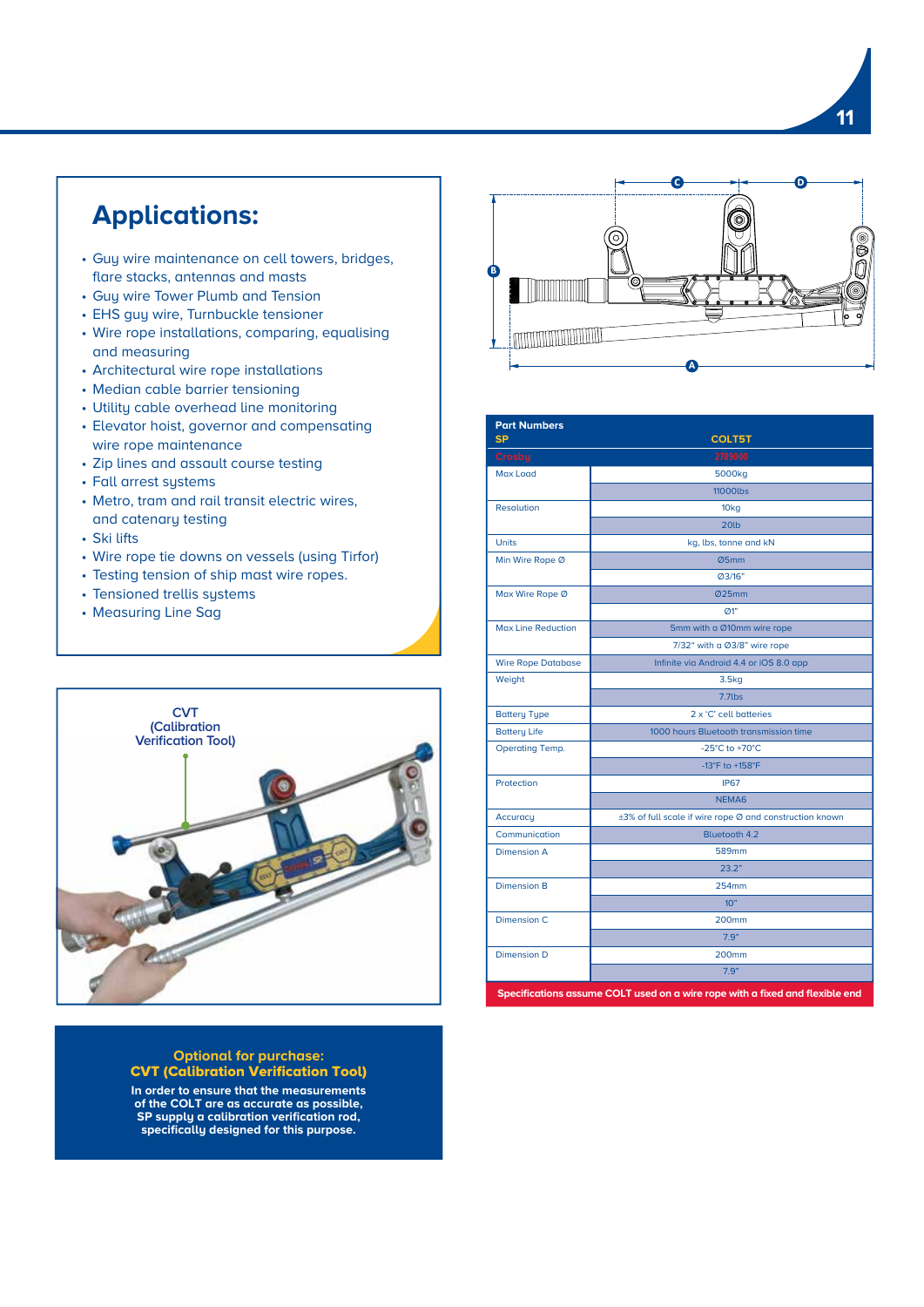## Applications:

- Guy wire maintenance on cell towers, bridges, flare stacks, antennas and masts
- Guy wire Tower Plumb and Tension
- EHS guy wire, Turnbuckle tensioner
- Wire rope installations, comparing, equalising and measuring
- Architectural wire rope installations
- Median cable barrier tensioning
- Utility cable overhead line monitoring
- Elevator hoist, governor and compensating wire rope maintenance
- Zip lines and assault course testing
- Fall arrest systems
- Metro, tram and rail transit electric wires, and catenary testing
- Ski lifts
- Wire rope tie downs on vessels (using Tirfor)
- Testing tension of ship mast wire ropes.
- Tensioned trellis systems
- Measuring Line Sag

CVT
(Calibration
Verification Tool)

**Optional for purchase:**
**CVT (Calibration Verification Tool)**

**In order to ensure that the measurements of the COLT are as accurate as possible, SP supply a calibration verification rod, specifically designed for this purpose.**

C D B A

| Part Numbers | |
|---|---|
| SP | COLT5T |
| Crosby | 2789000 |
| Max Load | 5000kg |
| | 11000lbs |
| Resolution | 10kg |
| | 20lb |
| Units | kg, lbs, tonne and kN |
| Min Wire Rope Ø | Ø5mm |
| | Ø3/16" |
| Max Wire Rope Ø | Ø25mm |
| | Ø1" |
| Max Line Reduction | 5mm with a Ø10mm wire rope |
| | 7/32" with a Ø3/8" wire rope |
| Wire Rope Database | Infinite via Android 4.4 or iOS 8.0 app |
| Weight | 3.5kg |
| | 7.7lbs |
| Battery Type | 2 x 'C' cell batteries |
| Battery Life | 1000 hours Bluetooth transmission time |
| Operating Temp. | -25°C to +70°C |
| | -13°F to +158°F |
| Protection | IP67 |
| | NEMA6 |
| Accuracy | ±3% of full scale if wire rope Ø and construction known |
| Communication | Bluetooth 4.2 |
| Dimension A | 589mm |
| | 23.2" |
| Dimension B | 254mm |
| | 10" |
| Dimension C | 200mm |
| | 7.9" |
| Dimension D | 200mm |
| | 7.9" |

**Specifications assume COLT used on a wire rope with a fixed and flexible end**